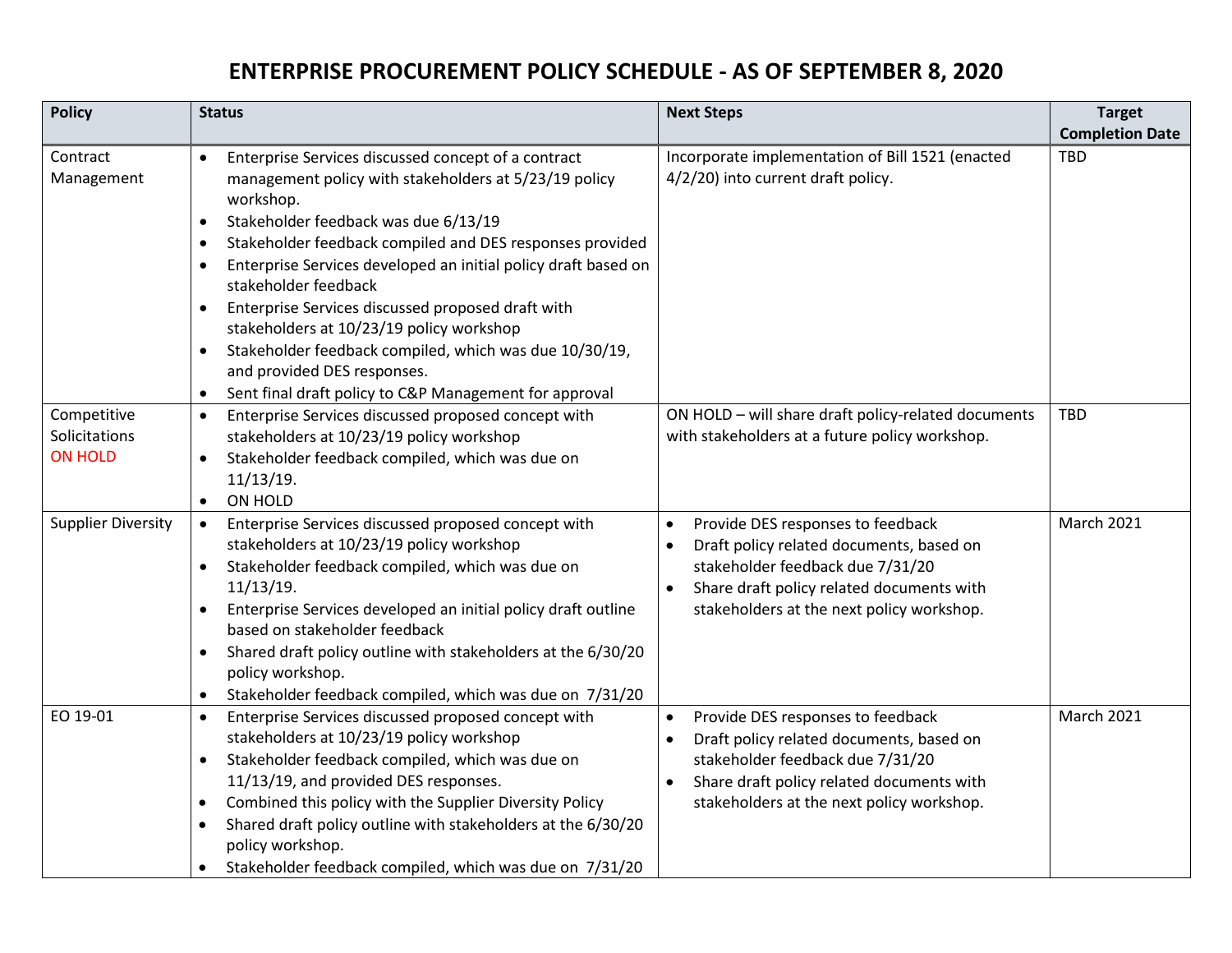# ENTERPRISE PROCUREMENT POLICY SCHEDULE - AS OF SEPTEMBER 8, 2020

| Policy | Status | Next Steps | Target Completion Date |
|---|---|---|---|
| Contract Management | • Enterprise Services discussed concept of a contract management policy with stakeholders at 5/23/19 policy workshop.<br>• Stakeholder feedback was due 6/13/19<br>• Stakeholder feedback compiled and DES responses provided<br>• Enterprise Services developed an initial policy draft based on stakeholder feedback<br>• Enterprise Services discussed proposed draft with stakeholders at 10/23/19 policy workshop<br>• Stakeholder feedback compiled, which was due 10/30/19, and provided DES responses.<br>• Sent final draft policy to C&P Management for approval | Incorporate implementation of Bill 1521 (enacted 4/2/20) into current draft policy. | TBD |
| Competitive Solicitations<br>ON HOLD | • Enterprise Services discussed proposed concept with stakeholders at 10/23/19 policy workshop<br>• Stakeholder feedback compiled, which was due on 11/13/19.<br>• ON HOLD | ON HOLD – will share draft policy-related documents with stakeholders at a future policy workshop. | TBD |
| Supplier Diversity | • Enterprise Services discussed proposed concept with stakeholders at 10/23/19 policy workshop<br>• Stakeholder feedback compiled, which was due on 11/13/19.<br>• Enterprise Services developed an initial policy draft outline based on stakeholder feedback<br>• Shared draft policy outline with stakeholders at the 6/30/20 policy workshop.<br>• Stakeholder feedback compiled, which was due on 7/31/20 | • Provide DES responses to feedback<br>• Draft policy related documents, based on stakeholder feedback due 7/31/20<br>• Share draft policy related documents with stakeholders at the next policy workshop. | March 2021 |
| EO 19-01 | • Enterprise Services discussed proposed concept with stakeholders at 10/23/19 policy workshop<br>• Stakeholder feedback compiled, which was due on 11/13/19, and provided DES responses.<br>• Combined this policy with the Supplier Diversity Policy<br>• Shared draft policy outline with stakeholders at the 6/30/20 policy workshop.<br>• Stakeholder feedback compiled, which was due on 7/31/20 | • Provide DES responses to feedback<br>• Draft policy related documents, based on stakeholder feedback due 7/31/20<br>• Share draft policy related documents with stakeholders at the next policy workshop. | March 2021 |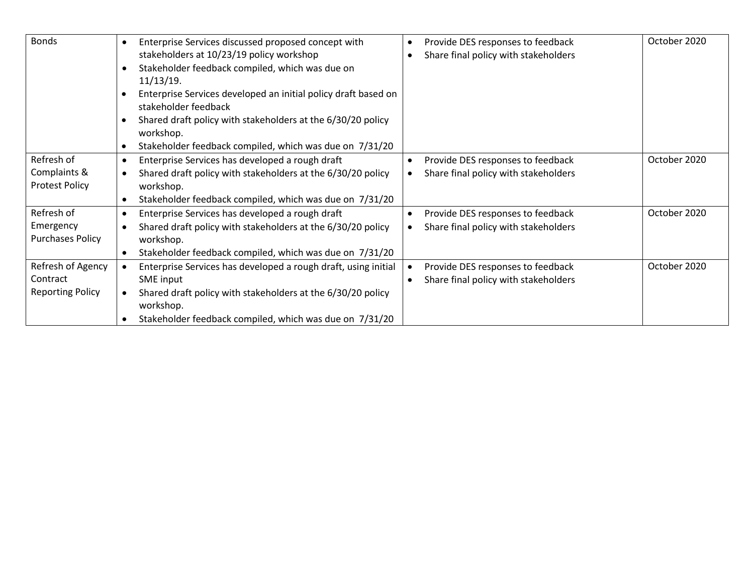| | | | |
|---|---|---|---|
| Bonds | • Enterprise Services discussed proposed concept with stakeholders at 10/23/19 policy workshop<br>• Stakeholder feedback compiled, which was due on 11/13/19.<br>• Enterprise Services developed an initial policy draft based on stakeholder feedback<br>• Shared draft policy with stakeholders at the 6/30/20 policy workshop.<br>• Stakeholder feedback compiled, which was due on 7/31/20 | • Provide DES responses to feedback<br>• Share final policy with stakeholders | October 2020 |
| Refresh of Complaints & Protest Policy | • Enterprise Services has developed a rough draft<br>• Shared draft policy with stakeholders at the 6/30/20 policy workshop.<br>• Stakeholder feedback compiled, which was due on 7/31/20 | • Provide DES responses to feedback<br>• Share final policy with stakeholders | October 2020 |
| Refresh of Emergency Purchases Policy | • Enterprise Services has developed a rough draft<br>• Shared draft policy with stakeholders at the 6/30/20 policy workshop.<br>• Stakeholder feedback compiled, which was due on 7/31/20 | • Provide DES responses to feedback<br>• Share final policy with stakeholders | October 2020 |
| Refresh of Agency Contract Reporting Policy | • Enterprise Services has developed a rough draft, using initial SME input<br>• Shared draft policy with stakeholders at the 6/30/20 policy workshop.<br>• Stakeholder feedback compiled, which was due on 7/31/20 | • Provide DES responses to feedback<br>• Share final policy with stakeholders | October 2020 |